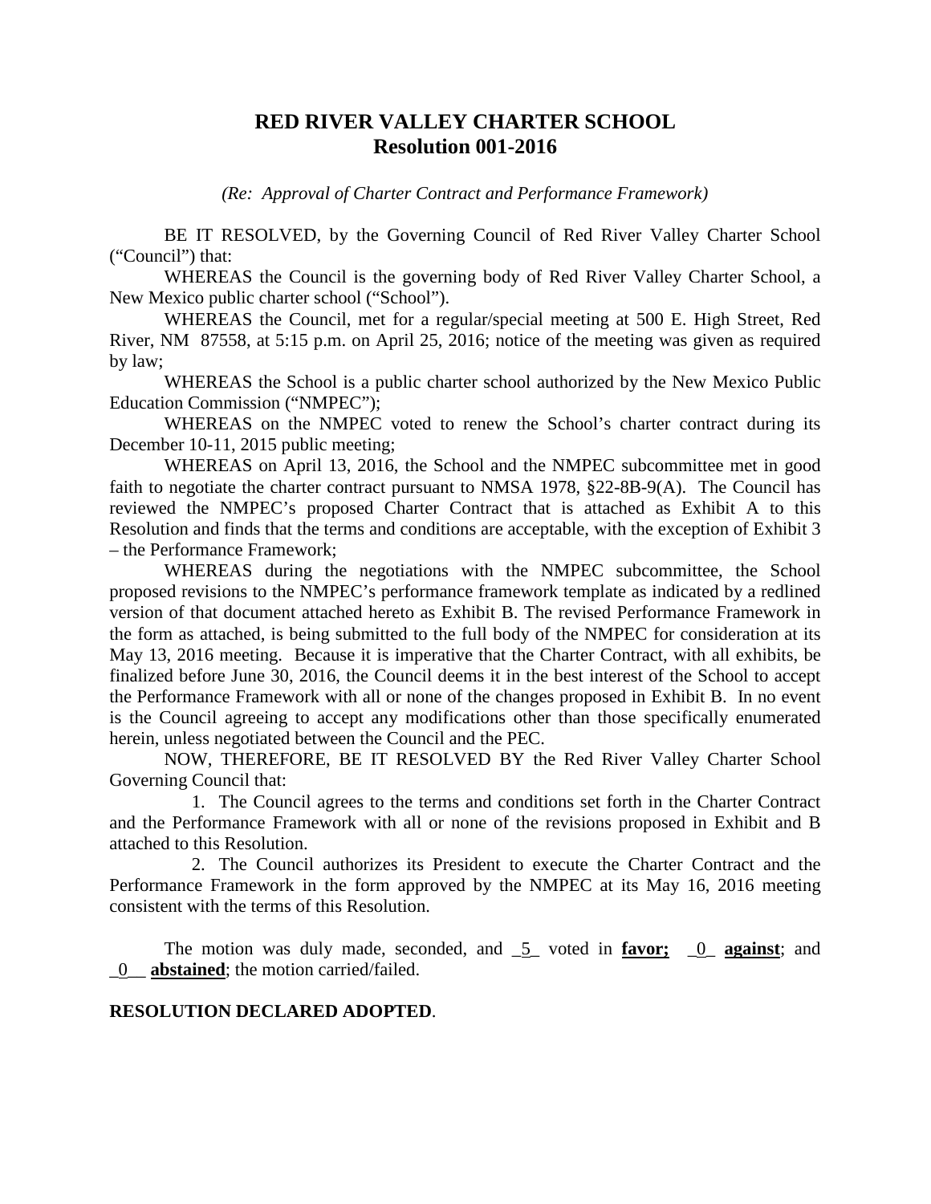# RED RIVER VALLEY CHARTER SCHOOL
## Resolution 001-2016

*(Re: Approval of Charter Contract and Performance Framework)*

BE IT RESOLVED, by the Governing Council of Red River Valley Charter School ("Council") that:

WHEREAS the Council is the governing body of Red River Valley Charter School, a New Mexico public charter school ("School").

WHEREAS the Council, met for a regular/special meeting at 500 E. High Street, Red River, NM 87558, at 5:15 p.m. on April 25, 2016; notice of the meeting was given as required by law;

WHEREAS the School is a public charter school authorized by the New Mexico Public Education Commission ("NMPEC");

WHEREAS on the NMPEC voted to renew the School's charter contract during its December 10-11, 2015 public meeting;

WHEREAS on April 13, 2016, the School and the NMPEC subcommittee met in good faith to negotiate the charter contract pursuant to NMSA 1978, §22-8B-9(A). The Council has reviewed the NMPEC's proposed Charter Contract that is attached as Exhibit A to this Resolution and finds that the terms and conditions are acceptable, with the exception of Exhibit 3 – the Performance Framework;

WHEREAS during the negotiations with the NMPEC subcommittee, the School proposed revisions to the NMPEC's performance framework template as indicated by a redlined version of that document attached hereto as Exhibit B. The revised Performance Framework in the form as attached, is being submitted to the full body of the NMPEC for consideration at its May 13, 2016 meeting. Because it is imperative that the Charter Contract, with all exhibits, be finalized before June 30, 2016, the Council deems it in the best interest of the School to accept the Performance Framework with all or none of the changes proposed in Exhibit B. In no event is the Council agreeing to accept any modifications other than those specifically enumerated herein, unless negotiated between the Council and the PEC.

NOW, THEREFORE, BE IT RESOLVED BY the Red River Valley Charter School Governing Council that:

1. The Council agrees to the terms and conditions set forth in the Charter Contract and the Performance Framework with all or none of the revisions proposed in Exhibit and B attached to this Resolution.

2. The Council authorizes its President to execute the Charter Contract and the Performance Framework in the form approved by the NMPEC at its May 16, 2016 meeting consistent with the terms of this Resolution.

The motion was duly made, seconded, and _5_ voted in **favor;** _0_ **against**; and _0__ **abstained**; the motion carried/failed.

**RESOLUTION DECLARED ADOPTED**.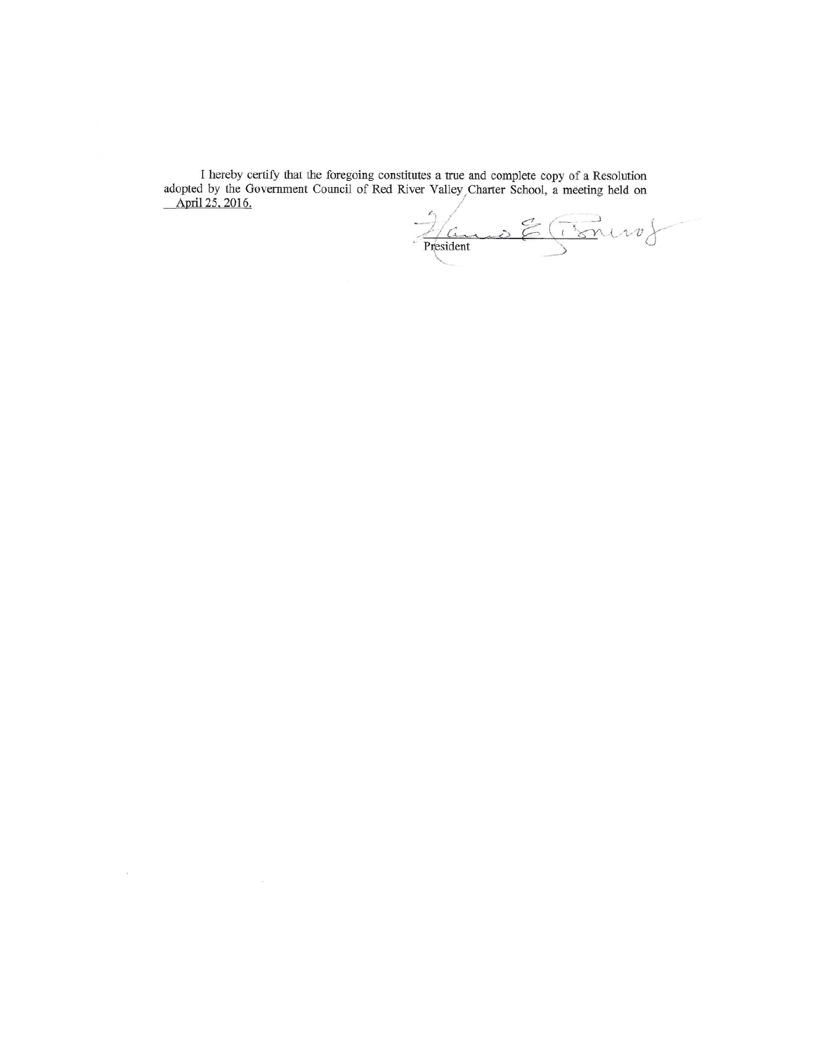I hereby certify that the foregoing constitutes a true and complete copy of a Resolution adopted by the Government Council of Red River Valley Charter School, a meeting held on April 25, 2016.

President